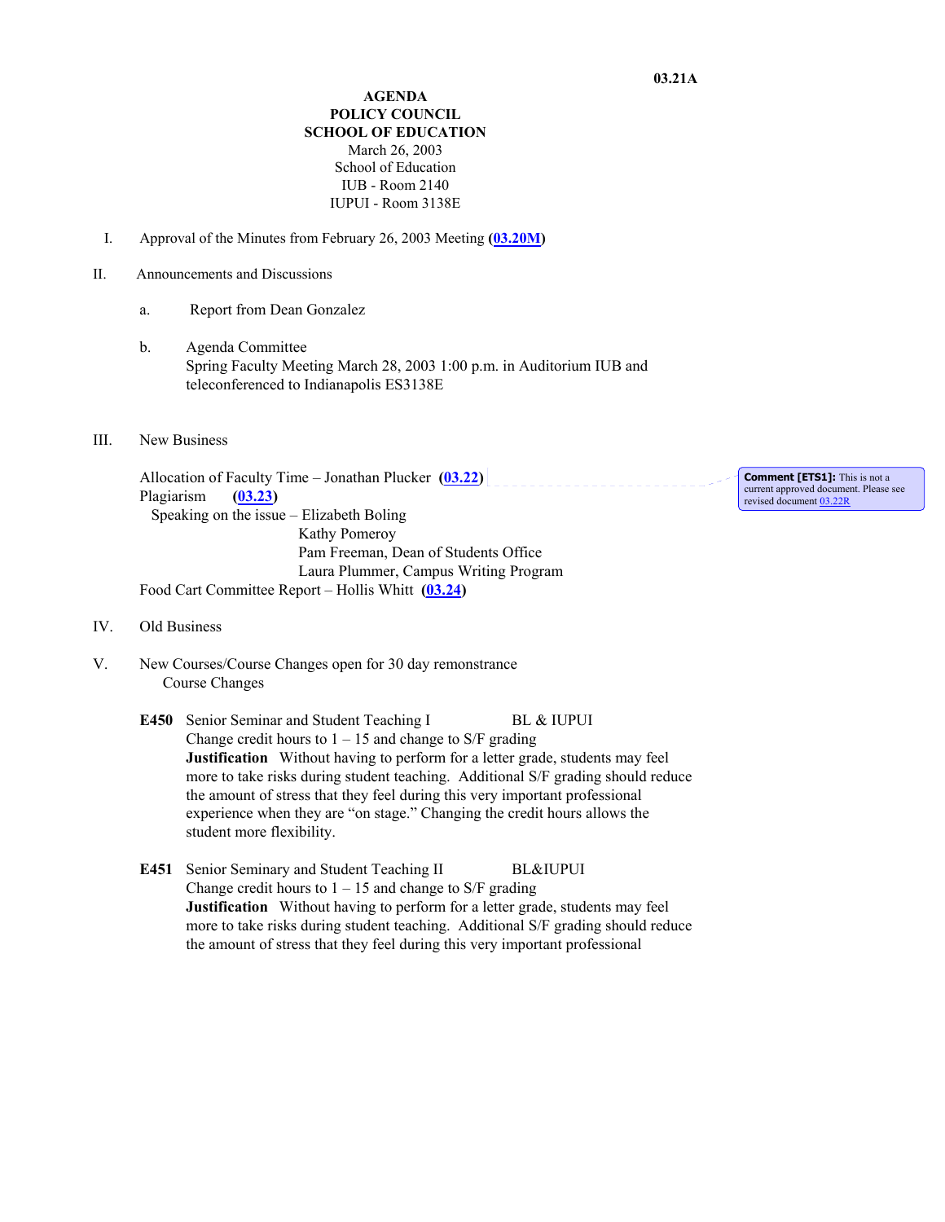**03.21A**

**AGENDA**
**POLICY COUNCIL**
**SCHOOL OF EDUCATION**
March 26, 2003
School of Education
IUB - Room 2140
IUPUI - Room 3138E

I. Approval of the Minutes from February 26, 2003 Meeting **(03.20M)**

II. Announcements and Discussions

   a. Report from Dean Gonzalez

   b. Agenda Committee
   Spring Faculty Meeting March 28, 2003 1:00 p.m. in Auditorium IUB and teleconferenced to Indianapolis ES3138E

III. New Business

Allocation of Faculty Time – Jonathan Plucker **(03.22)**

> **Comment [ETS1]:** This is not a current approved document. Please see revised document 03.22R

Plagiarism **(03.23)**
Speaking on the issue – Elizabeth Boling
Kathy Pomeroy
Pam Freeman, Dean of Students Office
Laura Plummer, Campus Writing Program

Food Cart Committee Report – Hollis Whitt **(03.24)**

IV. Old Business

V. New Courses/Course Changes open for 30 day remonstrance
Course Changes

**E450** Senior Seminar and Student Teaching I — BL & IUPUI
Change credit hours to 1 – 15 and change to S/F grading
**Justification** Without having to perform for a letter grade, students may feel more to take risks during student teaching. Additional S/F grading should reduce the amount of stress that they feel during this very important professional experience when they are "on stage." Changing the credit hours allows the student more flexibility.

**E451** Senior Seminary and Student Teaching II — BL&IUPUI
Change credit hours to 1 – 15 and change to S/F grading
**Justification** Without having to perform for a letter grade, students may feel more to take risks during student teaching. Additional S/F grading should reduce the amount of stress that they feel during this very important professional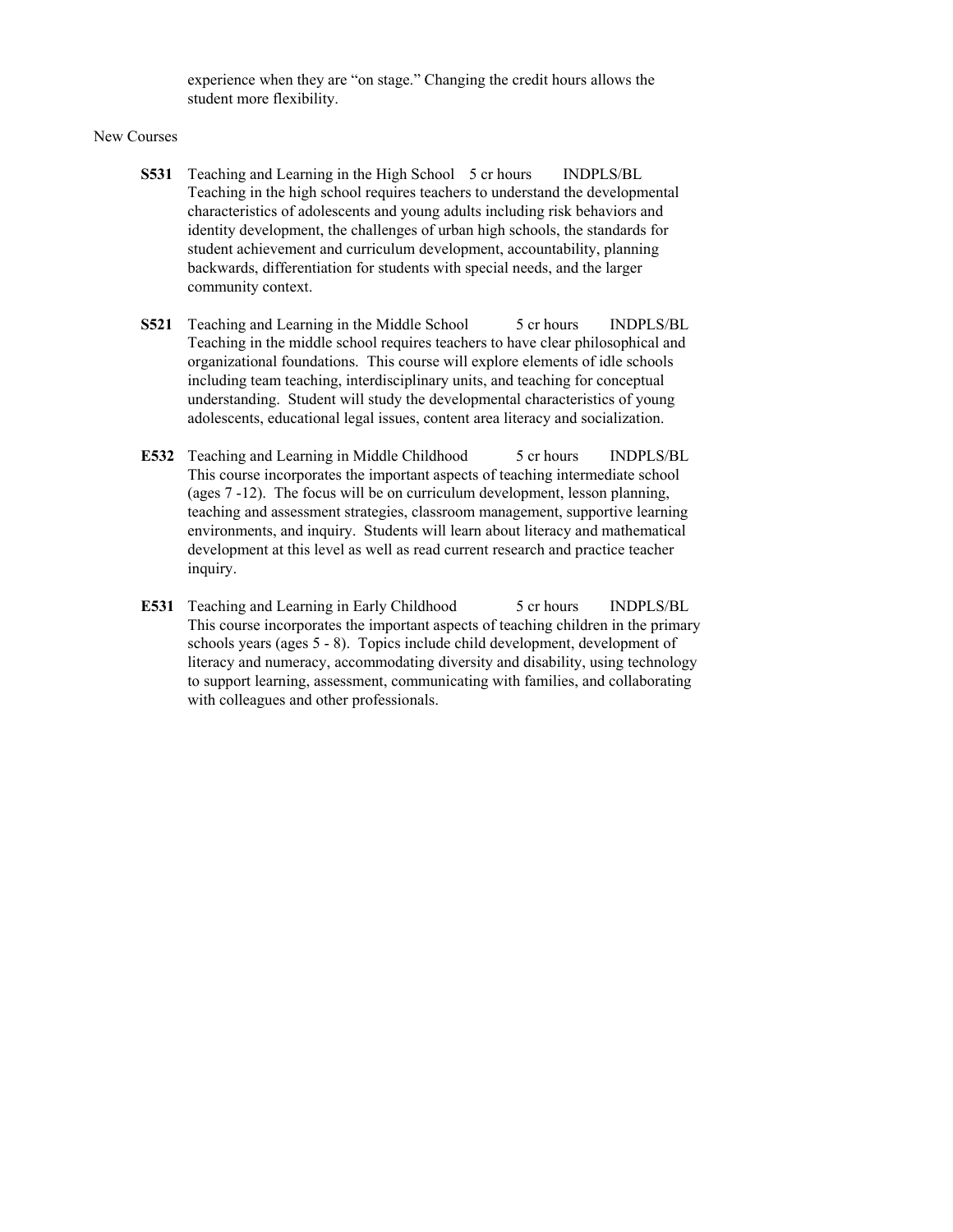experience when they are "on stage." Changing the credit hours allows the student more flexibility.

New Courses

**S531** Teaching and Learning in the High School 5 cr hours INDPLS/BL
Teaching in the high school requires teachers to understand the developmental characteristics of adolescents and young adults including risk behaviors and identity development, the challenges of urban high schools, the standards for student achievement and curriculum development, accountability, planning backwards, differentiation for students with special needs, and the larger community context.

**S521** Teaching and Learning in the Middle School 5 cr hours INDPLS/BL
Teaching in the middle school requires teachers to have clear philosophical and organizational foundations. This course will explore elements of idle schools including team teaching, interdisciplinary units, and teaching for conceptual understanding. Student will study the developmental characteristics of young adolescents, educational legal issues, content area literacy and socialization.

**E532** Teaching and Learning in Middle Childhood 5 cr hours INDPLS/BL
This course incorporates the important aspects of teaching intermediate school (ages 7 -12). The focus will be on curriculum development, lesson planning, teaching and assessment strategies, classroom management, supportive learning environments, and inquiry. Students will learn about literacy and mathematical development at this level as well as read current research and practice teacher inquiry.

**E531** Teaching and Learning in Early Childhood 5 cr hours INDPLS/BL
This course incorporates the important aspects of teaching children in the primary schools years (ages 5 - 8). Topics include child development, development of literacy and numeracy, accommodating diversity and disability, using technology to support learning, assessment, communicating with families, and collaborating with colleagues and other professionals.